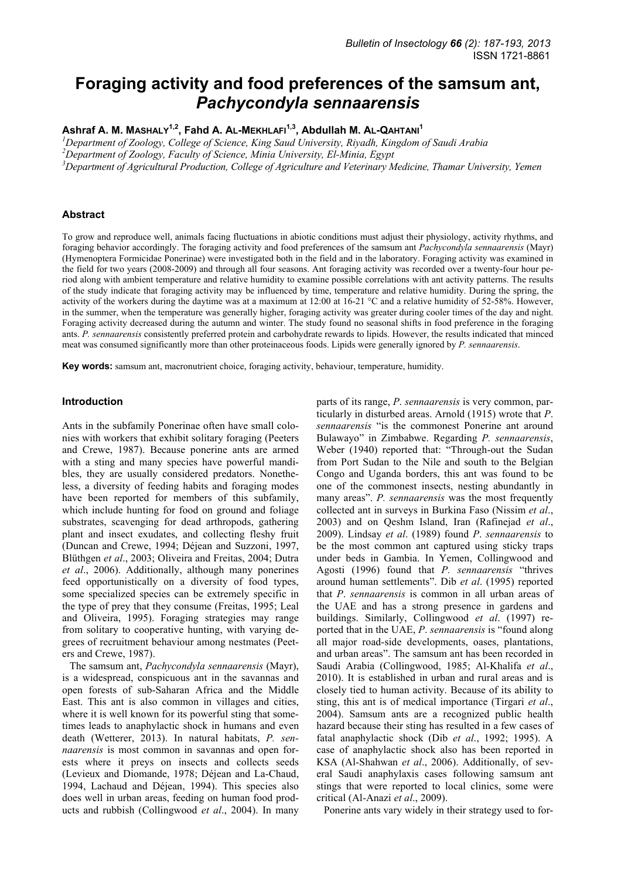# Foraging activity and food preferences of the samsum ant, *Pachycondyla sennaarensis*

**Ashraf A. M. Mashaly[1,2], Fahd A. Al-Mekhlafi[1,3], Abdullah M. Al-Qahtani[1]**

[1]*Department of Zoology, College of Science, King Saud University, Riyadh, Kingdom of Saudi Arabia*
[2]*Department of Zoology, Faculty of Science, Minia University, El-Minia, Egypt*
[3]*Department of Agricultural Production, College of Agriculture and Veterinary Medicine, Thamar University, Yemen*

## Abstract

To forage and reproduce well, animals facing fluctuations in abiotic conditions must adjust their physiology, activity rhythms, and foraging behavior accordingly. The foraging activity and food preferences of the samsum ant *Pachycondyla sennaarensis* (Mayr) (Hymenoptera Formicidae Ponerinae) were investigated both in the field and in the laboratory. Foraging activity was examined in the field for two years (2008-2009) and through all four seasons. Ant foraging activity was recorded over a twenty-four hour period along with ambient temperature and relative humidity to examine possible correlations with ant activity patterns. The results of the study indicate that foraging activity may be influenced by time, temperature and relative humidity. During the spring, the activity of the workers during the daytime was at a maximum at 12:00 at 16-21 °C and a relative humidity of 52-58%. However, in the summer, when the temperature was generally higher, foraging activity was greater during cooler times of the day and night. Foraging activity decreased during the autumn and winter. The study found no seasonal shifts in food preference in the foraging ants. *P. sennaarensis* consistently preferred protein and carbohydrate rewards to lipids. However, the results indicated that minced meat was consumed significantly more than other proteinaceous foods. Lipids were generally ignored by *P. sennaarensis*.

**Key words:** samsum ant, macronutrient choice, foraging activity, behaviour, temperature, humidity.

## Introduction

Ants in the subfamily Ponerinae often have small colonies with workers that exhibit solitary foraging (Peeters and Crewe, 1987). Because ponerine ants are armed with a sting and many species have powerful mandibles, they are usually considered predators. Nonetheless, a diversity of feeding habits and foraging modes have been reported for members of this subfamily, which include hunting for food on ground and foliage substrates, scavenging for dead arthropods, gathering plant and insect exudates, and collecting fleshy fruit (Duncan and Crewe, 1994; Déjean and Suzzoni, 1997, Blüthgen *et al*., 2003; Oliveira and Freitas, 2004; Dutra *et al*., 2006). Additionally, although many ponerines feed opportunistically on a diversity of food types, some specialized species can be extremely specific in the type of prey that they consume (Freitas, 1995; Leal and Oliveira, 1995). Foraging strategies may range from solitary to cooperative hunting, with varying degrees of recruitment behaviour among nestmates (Peeters and Crewe, 1987).

The samsum ant, *Pachycondyla sennaarensis* (Mayr), is a widespread, conspicuous ant in the savannas and open forests of sub-Saharan Africa and the Middle East. This ant is also common in villages and cities, where it is well known for its powerful sting that sometimes leads to anaphylactic shock in humans and even death (Wetterer, 2013). In natural habitats, *P. sennaarensis* is most common in savannas and open forests where it preys on insects and collects seeds (Levieux and Diomande, 1978; Déjean and La-Chaud, 1994, Lachaud and Déjean, 1994). This species also does well in urban areas, feeding on human food products and rubbish (Collingwood *et al*., 2004). In many parts of its range, *P. sennaarensis* is very common, particularly in disturbed areas. Arnold (1915) wrote that *P. sennaarensis* "is the commonest Ponerine ant around Bulawayo" in Zimbabwe. Regarding *P. sennaarensis*, Weber (1940) reported that: "Through-out the Sudan from Port Sudan to the Nile and south to the Belgian Congo and Uganda borders, this ant was found to be one of the commonest insects, nesting abundantly in many areas". *P. sennaarensis* was the most frequently collected ant in surveys in Burkina Faso (Nissim *et al*., 2003) and on Qeshm Island, Iran (Rafinejad *et al*., 2009). Lindsay *et al*. (1989) found *P. sennaarensis* to be the most common ant captured using sticky traps under beds in Gambia. In Yemen, Collingwood and Agosti (1996) found that *P. sennaarensis* "thrives around human settlements". Dib *et al*. (1995) reported that *P. sennaarensis* is common in all urban areas of the UAE and has a strong presence in gardens and buildings. Similarly, Collingwood *et al*. (1997) reported that in the UAE, *P. sennaarensis* is "found along all major road-side developments, oases, plantations, and urban areas". The samsum ant has been recorded in Saudi Arabia (Collingwood, 1985; Al-Khalifa *et al*., 2010). It is established in urban and rural areas and is closely tied to human activity. Because of its ability to sting, this ant is of medical importance (Tirgari *et al*., 2004). Samsum ants are a recognized public health hazard because their sting has resulted in a few cases of fatal anaphylactic shock (Dib *et al*., 1992; 1995). A case of anaphylactic shock also has been reported in KSA (Al-Shahwan *et al*., 2006). Additionally, of several Saudi anaphylaxis cases following samsum ant stings that were reported to local clinics, some were critical (Al-Anazi *et al*., 2009).

Ponerine ants vary widely in their strategy used to for-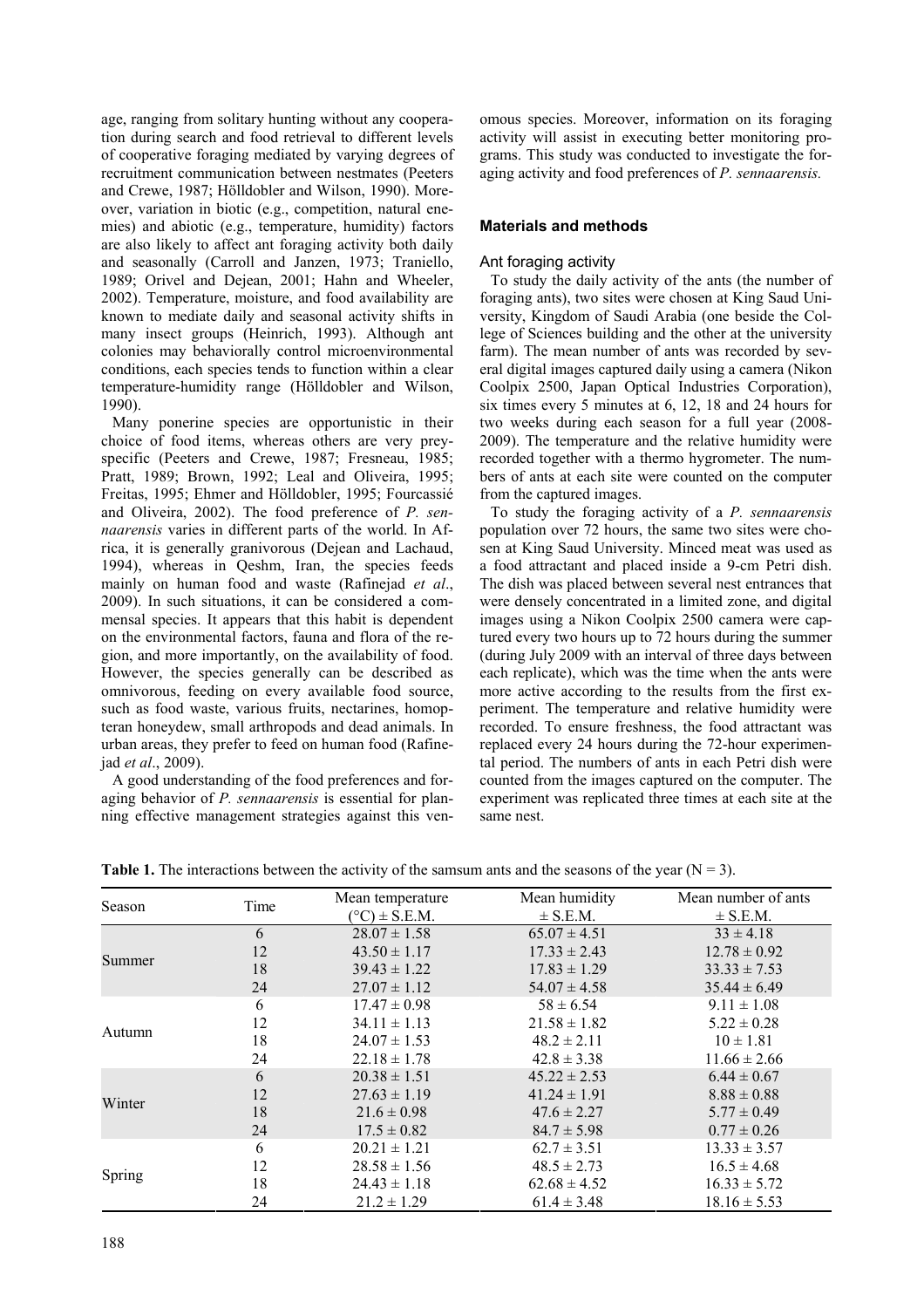age, ranging from solitary hunting without any cooperation during search and food retrieval to different levels of cooperative foraging mediated by varying degrees of recruitment communication between nestmates (Peeters and Crewe, 1987; Hölldobler and Wilson, 1990). Moreover, variation in biotic (e.g., competition, natural enemies) and abiotic (e.g., temperature, humidity) factors are also likely to affect ant foraging activity both daily and seasonally (Carroll and Janzen, 1973; Traniello, 1989; Orivel and Dejean, 2001; Hahn and Wheeler, 2002). Temperature, moisture, and food availability are known to mediate daily and seasonal activity shifts in many insect groups (Heinrich, 1993). Although ant colonies may behaviorally control microenvironmental conditions, each species tends to function within a clear temperature-humidity range (Hölldobler and Wilson, 1990).

Many ponerine species are opportunistic in their choice of food items, whereas others are very prey-specific (Peeters and Crewe, 1987; Fresneau, 1985; Pratt, 1989; Brown, 1992; Leal and Oliveira, 1995; Freitas, 1995; Ehmer and Hölldobler, 1995; Fourcassié and Oliveira, 2002). The food preference of *P. sennaarensis* varies in different parts of the world. In Africa, it is generally granivorous (Dejean and Lachaud, 1994), whereas in Qeshm, Iran, the species feeds mainly on human food and waste (Rafinejad *et al*., 2009). In such situations, it can be considered a commensal species. It appears that this habit is dependent on the environmental factors, fauna and flora of the region, and more importantly, on the availability of food. However, the species generally can be described as omnivorous, feeding on every available food source, such as food waste, various fruits, nectarines, homopteran honeydew, small arthropods and dead animals. In urban areas, they prefer to feed on human food (Rafinejad *et al*., 2009).

A good understanding of the food preferences and foraging behavior of *P. sennaarensis* is essential for planning effective management strategies against this venomous species. Moreover, information on its foraging activity will assist in executing better monitoring programs. This study was conducted to investigate the foraging activity and food preferences of *P. sennaarensis.*

## Materials and methods

### Ant foraging activity

To study the daily activity of the ants (the number of foraging ants), two sites were chosen at King Saud University, Kingdom of Saudi Arabia (one beside the College of Sciences building and the other at the university farm). The mean number of ants was recorded by several digital images captured daily using a camera (Nikon Coolpix 2500, Japan Optical Industries Corporation), six times every 5 minutes at 6, 12, 18 and 24 hours for two weeks during each season for a full year (2008-2009). The temperature and the relative humidity were recorded together with a thermo hygrometer. The numbers of ants at each site were counted on the computer from the captured images.

To study the foraging activity of a *P. sennaarensis* population over 72 hours, the same two sites were chosen at King Saud University. Minced meat was used as a food attractant and placed inside a 9-cm Petri dish. The dish was placed between several nest entrances that were densely concentrated in a limited zone, and digital images using a Nikon Coolpix 2500 camera were captured every two hours up to 72 hours during the summer (during July 2009 with an interval of three days between each replicate), which was the time when the ants were more active according to the results from the first experiment. The temperature and relative humidity were recorded. To ensure freshness, the food attractant was replaced every 24 hours during the 72-hour experimental period. The numbers of ants in each Petri dish were counted from the images captured on the computer. The experiment was replicated three times at each site at the same nest.

**Table 1.** The interactions between the activity of the samsum ants and the seasons of the year (N = 3).

| Season | Time | Mean temperature (°C) ± S.E.M. | Mean humidity ± S.E.M. | Mean number of ants ± S.E.M. |
|---|---|---|---|---|
| Summer | 6 | 28.07 ± 1.58 | 65.07 ± 4.51 | 33 ± 4.18 |
| | 12 | 43.50 ± 1.17 | 17.33 ± 2.43 | 12.78 ± 0.92 |
| | 18 | 39.43 ± 1.22 | 17.83 ± 1.29 | 33.33 ± 7.53 |
| | 24 | 27.07 ± 1.12 | 54.07 ± 4.58 | 35.44 ± 6.49 |
| Autumn | 6 | 17.47 ± 0.98 | 58 ± 6.54 | 9.11 ± 1.08 |
| | 12 | 34.11 ± 1.13 | 21.58 ± 1.82 | 5.22 ± 0.28 |
| | 18 | 24.07 ± 1.53 | 48.2 ± 2.11 | 10 ± 1.81 |
| | 24 | 22.18 ± 1.78 | 42.8 ± 3.38 | 11.66 ± 2.66 |
| Winter | 6 | 20.38 ± 1.51 | 45.22 ± 2.53 | 6.44 ± 0.67 |
| | 12 | 27.63 ± 1.19 | 41.24 ± 1.91 | 8.88 ± 0.88 |
| | 18 | 21.6 ± 0.98 | 47.6 ± 2.27 | 5.77 ± 0.49 |
| | 24 | 17.5 ± 0.82 | 84.7 ± 5.98 | 0.77 ± 0.26 |
| Spring | 6 | 20.21 ± 1.21 | 62.7 ± 3.51 | 13.33 ± 3.57 |
| | 12 | 28.58 ± 1.56 | 48.5 ± 2.73 | 16.5 ± 4.68 |
| | 18 | 24.43 ± 1.18 | 62.68 ± 4.52 | 16.33 ± 5.72 |
| | 24 | 21.2 ± 1.29 | 61.4 ± 3.48 | 18.16 ± 5.53 |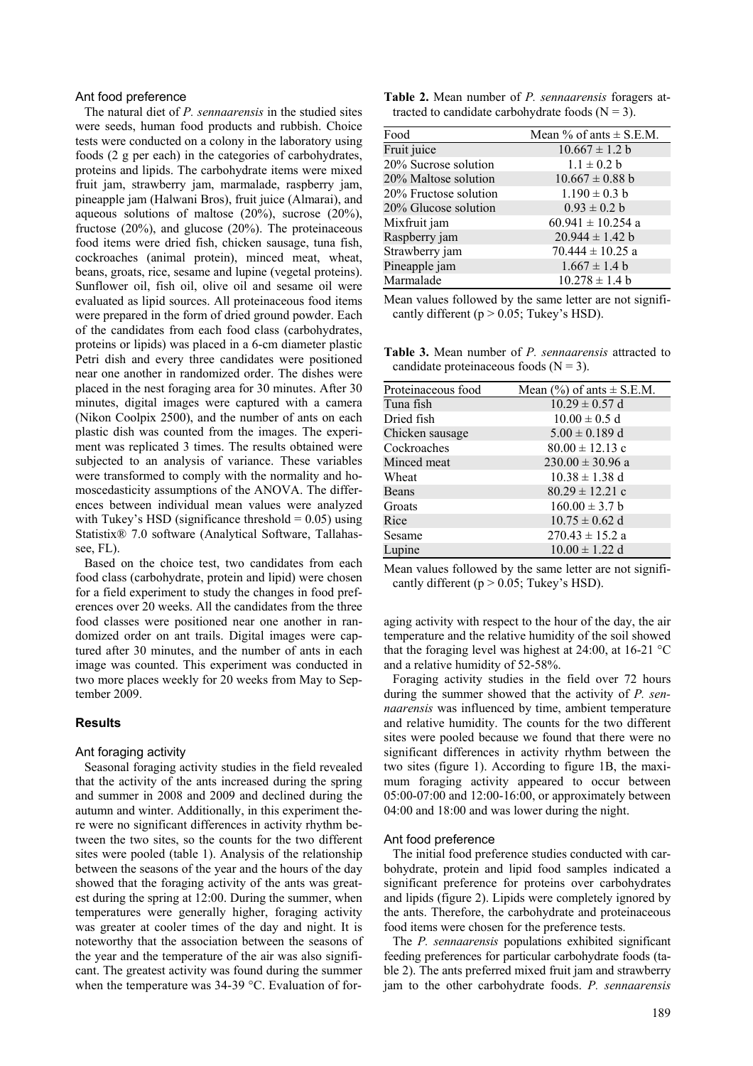### Ant food preference

The natural diet of *P. sennaarensis* in the studied sites were seeds, human food products and rubbish. Choice tests were conducted on a colony in the laboratory using foods (2 g per each) in the categories of carbohydrates, proteins and lipids. The carbohydrate items were mixed fruit jam, strawberry jam, marmalade, raspberry jam, pineapple jam (Halwani Bros), fruit juice (Almarai), and aqueous solutions of maltose (20%), sucrose (20%), fructose (20%), and glucose (20%). The proteinaceous food items were dried fish, chicken sausage, tuna fish, cockroaches (animal protein), minced meat, wheat, beans, groats, rice, sesame and lupine (vegetal proteins). Sunflower oil, fish oil, olive oil and sesame oil were evaluated as lipid sources. All proteinaceous food items were prepared in the form of dried ground powder. Each of the candidates from each food class (carbohydrates, proteins or lipids) was placed in a 6-cm diameter plastic Petri dish and every three candidates were positioned near one another in randomized order. The dishes were placed in the nest foraging area for 30 minutes. After 30 minutes, digital images were captured with a camera (Nikon Coolpix 2500), and the number of ants on each plastic dish was counted from the images. The experiment was replicated 3 times. The results obtained were subjected to an analysis of variance. These variables were transformed to comply with the normality and homoscedasticity assumptions of the ANOVA. The differences between individual mean values were analyzed with Tukey's HSD (significance threshold = 0.05) using Statistix® 7.0 software (Analytical Software, Tallahassee, FL).

Based on the choice test, two candidates from each food class (carbohydrate, protein and lipid) were chosen for a field experiment to study the changes in food preferences over 20 weeks. All the candidates from the three food classes were positioned near one another in randomized order on ant trails. Digital images were captured after 30 minutes, and the number of ants in each image was counted. This experiment was conducted in two more places weekly for 20 weeks from May to September 2009.

## Results

### Ant foraging activity

Seasonal foraging activity studies in the field revealed that the activity of the ants increased during the spring and summer in 2008 and 2009 and declined during the autumn and winter. Additionally, in this experiment there were no significant differences in activity rhythm between the two sites, so the counts for the two different sites were pooled (table 1). Analysis of the relationship between the seasons of the year and the hours of the day showed that the foraging activity of the ants was greatest during the spring at 12:00. During the summer, when temperatures were generally higher, foraging activity was greater at cooler times of the day and night. It is noteworthy that the association between the seasons of the year and the temperature of the air was also significant. The greatest activity was found during the summer when the temperature was 34-39 °C. Evaluation of foraging activity with respect to the hour of the day, the air temperature and the relative humidity of the soil showed that the foraging level was highest at 24:00, at 16-21 °C and a relative humidity of 52-58%.

Foraging activity studies in the field over 72 hours during the summer showed that the activity of *P. sennaarensis* was influenced by time, ambient temperature and relative humidity. The counts for the two different sites were pooled because we found that there were no significant differences in activity rhythm between the two sites (figure 1). According to figure 1B, the maximum foraging activity appeared to occur between 05:00-07:00 and 12:00-16:00, or approximately between 04:00 and 18:00 and was lower during the night.

**Table 2.** Mean number of *P. sennaarensis* foragers attracted to candidate carbohydrate foods (N = 3).

| Food | Mean % of ants ± S.E.M. |
|---|---|
| Fruit juice | 10.667 ± 1.2 b |
| 20% Sucrose solution | 1.1 ± 0.2 b |
| 20% Maltose solution | 10.667 ± 0.88 b |
| 20% Fructose solution | 1.190 ± 0.3 b |
| 20% Glucose solution | 0.93 ± 0.2 b |
| Mixfruit jam | 60.941 ± 10.254 a |
| Raspberry jam | 20.944 ± 1.42 b |
| Strawberry jam | 70.444 ± 10.25 a |
| Pineapple jam | 1.667 ± 1.4 b |
| Marmalade | 10.278 ± 1.4 b |

Mean values followed by the same letter are not significantly different (p > 0.05; Tukey's HSD).

**Table 3.** Mean number of *P. sennaarensis* attracted to candidate proteinaceous foods (N = 3).

| Proteinaceous food | Mean (%) of ants ± S.E.M. |
|---|---|
| Tuna fish | 10.29 ± 0.57 d |
| Dried fish | 10.00 ± 0.5 d |
| Chicken sausage | 5.00 ± 0.189 d |
| Cockroaches | 80.00 ± 12.13 c |
| Minced meat | 230.00 ± 30.96 a |
| Wheat | 10.38 ± 1.38 d |
| Beans | 80.29 ± 12.21 c |
| Groats | 160.00 ± 3.7 b |
| Rice | 10.75 ± 0.62 d |
| Sesame | 270.43 ± 15.2 a |
| Lupine | 10.00 ± 1.22 d |

Mean values followed by the same letter are not significantly different (p > 0.05; Tukey's HSD).

### Ant food preference

The initial food preference studies conducted with carbohydrate, protein and lipid food samples indicated a significant preference for proteins over carbohydrates and lipids (figure 2). Lipids were completely ignored by the ants. Therefore, the carbohydrate and proteinaceous food items were chosen for the preference tests.

The *P. sennaarensis* populations exhibited significant feeding preferences for particular carbohydrate foods (table 2). The ants preferred mixed fruit jam and strawberry jam to the other carbohydrate foods. *P. sennaarensis*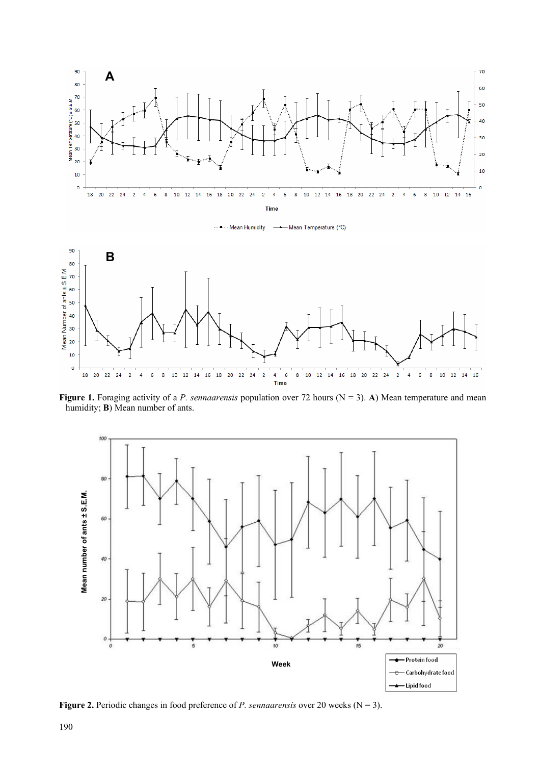**Figure 1.** Foraging activity of a *P. sennaarensis* population over 72 hours (N = 3). **A**) Mean temperature and mean humidity; **B**) Mean number of ants.

**Figure 2.** Periodic changes in food preference of *P. sennaarensis* over 20 weeks (N = 3).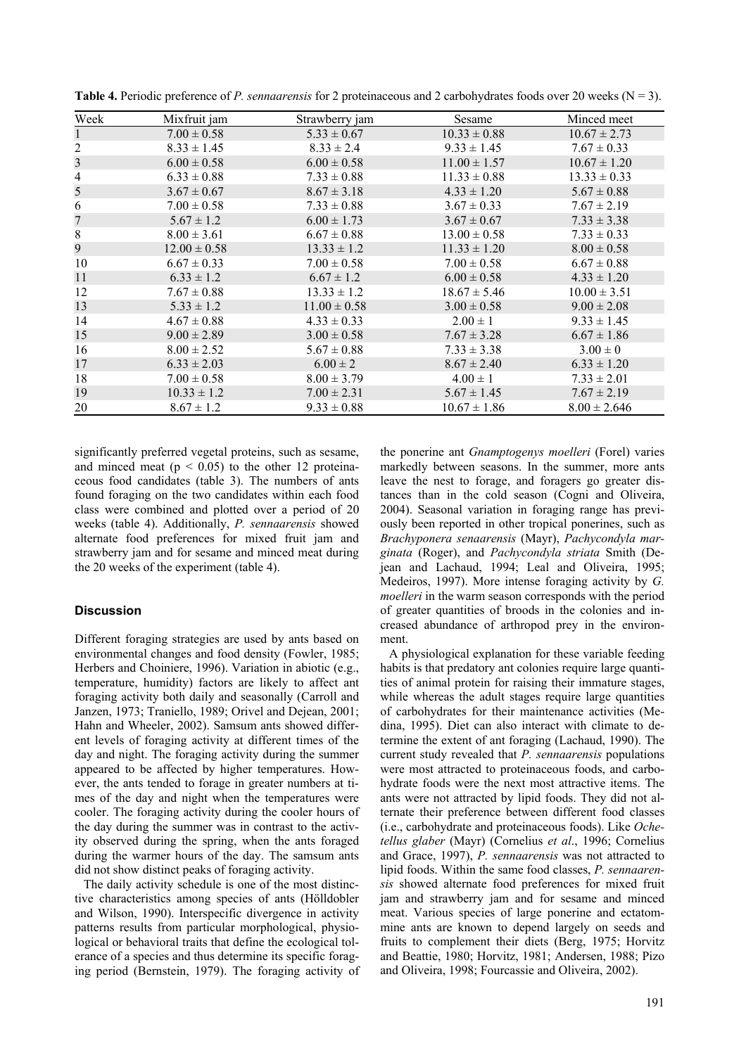**Table 4.** Periodic preference of *P. sennaarensis* for 2 proteinaceous and 2 carbohydrates foods over 20 weeks (N = 3).

| Week | Mixfruit jam | Strawberry jam | Sesame | Minced meet |
|---|---|---|---|---|
| 1 | 7.00 ± 0.58 | 5.33 ± 0.67 | 10.33 ± 0.88 | 10.67 ± 2.73 |
| 2 | 8.33 ± 1.45 | 8.33 ± 2.4 | 9.33 ± 1.45 | 7.67 ± 0.33 |
| 3 | 6.00 ± 0.58 | 6.00 ± 0.58 | 11.00 ± 1.57 | 10.67 ± 1.20 |
| 4 | 6.33 ± 0.88 | 7.33 ± 0.88 | 11.33 ± 0.88 | 13.33 ± 0.33 |
| 5 | 3.67 ± 0.67 | 8.67 ± 3.18 | 4.33 ± 1.20 | 5.67 ± 0.88 |
| 6 | 7.00 ± 0.58 | 7.33 ± 0.88 | 3.67 ± 0.33 | 7.67 ± 2.19 |
| 7 | 5.67 ± 1.2 | 6.00 ± 1.73 | 3.67 ± 0.67 | 7.33 ± 3.38 |
| 8 | 8.00 ± 3.61 | 6.67 ± 0.88 | 13.00 ± 0.58 | 7.33 ± 0.33 |
| 9 | 12.00 ± 0.58 | 13.33 ± 1.2 | 11.33 ± 1.20 | 8.00 ± 0.58 |
| 10 | 6.67 ± 0.33 | 7.00 ± 0.58 | 7.00 ± 0.58 | 6.67 ± 0.88 |
| 11 | 6.33 ± 1.2 | 6.67 ± 1.2 | 6.00 ± 0.58 | 4.33 ± 1.20 |
| 12 | 7.67 ± 0.88 | 13.33 ± 1.2 | 18.67 ± 5.46 | 10.00 ± 3.51 |
| 13 | 5.33 ± 1.2 | 11.00 ± 0.58 | 3.00 ± 0.58 | 9.00 ± 2.08 |
| 14 | 4.67 ± 0.88 | 4.33 ± 0.33 | 2.00 ± 1 | 9.33 ± 1.45 |
| 15 | 9.00 ± 2.89 | 3.00 ± 0.58 | 7.67 ± 3.28 | 6.67 ± 1.86 |
| 16 | 8.00 ± 2.52 | 5.67 ± 0.88 | 7.33 ± 3.38 | 3.00 ± 0 |
| 17 | 6.33 ± 2.03 | 6.00 ± 2 | 8.67 ± 2.40 | 6.33 ± 1.20 |
| 18 | 7.00 ± 0.58 | 8.00 ± 3.79 | 4.00 ± 1 | 7.33 ± 2.01 |
| 19 | 10.33 ± 1.2 | 7.00 ± 2.31 | 5.67 ± 1.45 | 7.67 ± 2.19 |
| 20 | 8.67 ± 1.2 | 9.33 ± 0.88 | 10.67 ± 1.86 | 8.00 ± 2.646 |

significantly preferred vegetal proteins, such as sesame, and minced meat ($p < 0.05$) to the other 12 proteinaceous food candidates (table 3). The numbers of ants found foraging on the two candidates within each food class were combined and plotted over a period of 20 weeks (table 4). Additionally, *P. sennaarensis* showed alternate food preferences for mixed fruit jam and strawberry jam and for sesame and minced meat during the 20 weeks of the experiment (table 4).

## Discussion

Different foraging strategies are used by ants based on environmental changes and food density (Fowler, 1985; Herbers and Choiniere, 1996). Variation in abiotic (e.g., temperature, humidity) factors are likely to affect ant foraging activity both daily and seasonally (Carroll and Janzen, 1973; Traniello, 1989; Orivel and Dejean, 2001; Hahn and Wheeler, 2002). Samsum ants showed different levels of foraging activity at different times of the day and night. The foraging activity during the summer appeared to be affected by higher temperatures. However, the ants tended to forage in greater numbers at times of the day and night when the temperatures were cooler. The foraging activity during the cooler hours of the day during the summer was in contrast to the activity observed during the spring, when the ants foraged during the warmer hours of the day. The samsum ants did not show distinct peaks of foraging activity.

The daily activity schedule is one of the most distinctive characteristics among species of ants (Hölldobler and Wilson, 1990). Interspecific divergence in activity patterns results from particular morphological, physiological or behavioral traits that define the ecological tolerance of a species and thus determine its specific foraging period (Bernstein, 1979). The foraging activity of the ponerine ant *Gnamptogenys moelleri* (Forel) varies markedly between seasons. In the summer, more ants leave the nest to forage, and foragers go greater distances than in the cold season (Cogni and Oliveira, 2004). Seasonal variation in foraging range has previously been reported in other tropical ponerines, such as *Brachyponera senaarensis* (Mayr), *Pachycondyla marginata* (Roger), and *Pachycondyla striata* Smith (Dejean and Lachaud, 1994; Leal and Oliveira, 1995; Medeiros, 1997). More intense foraging activity by *G. moelleri* in the warm season corresponds with the period of greater quantities of broods in the colonies and increased abundance of arthropod prey in the environment.

A physiological explanation for these variable feeding habits is that predatory ant colonies require large quantities of animal protein for raising their immature stages, while whereas the adult stages require large quantities of carbohydrates for their maintenance activities (Medina, 1995). Diet can also interact with climate to determine the extent of ant foraging (Lachaud, 1990). The current study revealed that *P. sennaarensis* populations were most attracted to proteinaceous foods, and carbohydrate foods were the next most attractive items. The ants were not attracted by lipid foods. They did not alternate their preference between different food classes (i.e., carbohydrate and proteinaceous foods). Like *Ochetellus glaber* (Mayr) (Cornelius *et al*., 1996; Cornelius and Grace, 1997), *P. sennaarensis* was not attracted to lipid foods. Within the same food classes, *P. sennaarensis* showed alternate food preferences for mixed fruit jam and strawberry jam and for sesame and minced meat. Various species of large ponerine and ectatommine ants are known to depend largely on seeds and fruits to complement their diets (Berg, 1975; Horvitz and Beattie, 1980; Horvitz, 1981; Andersen, 1988; Pizo and Oliveira, 1998; Fourcassie and Oliveira, 2002).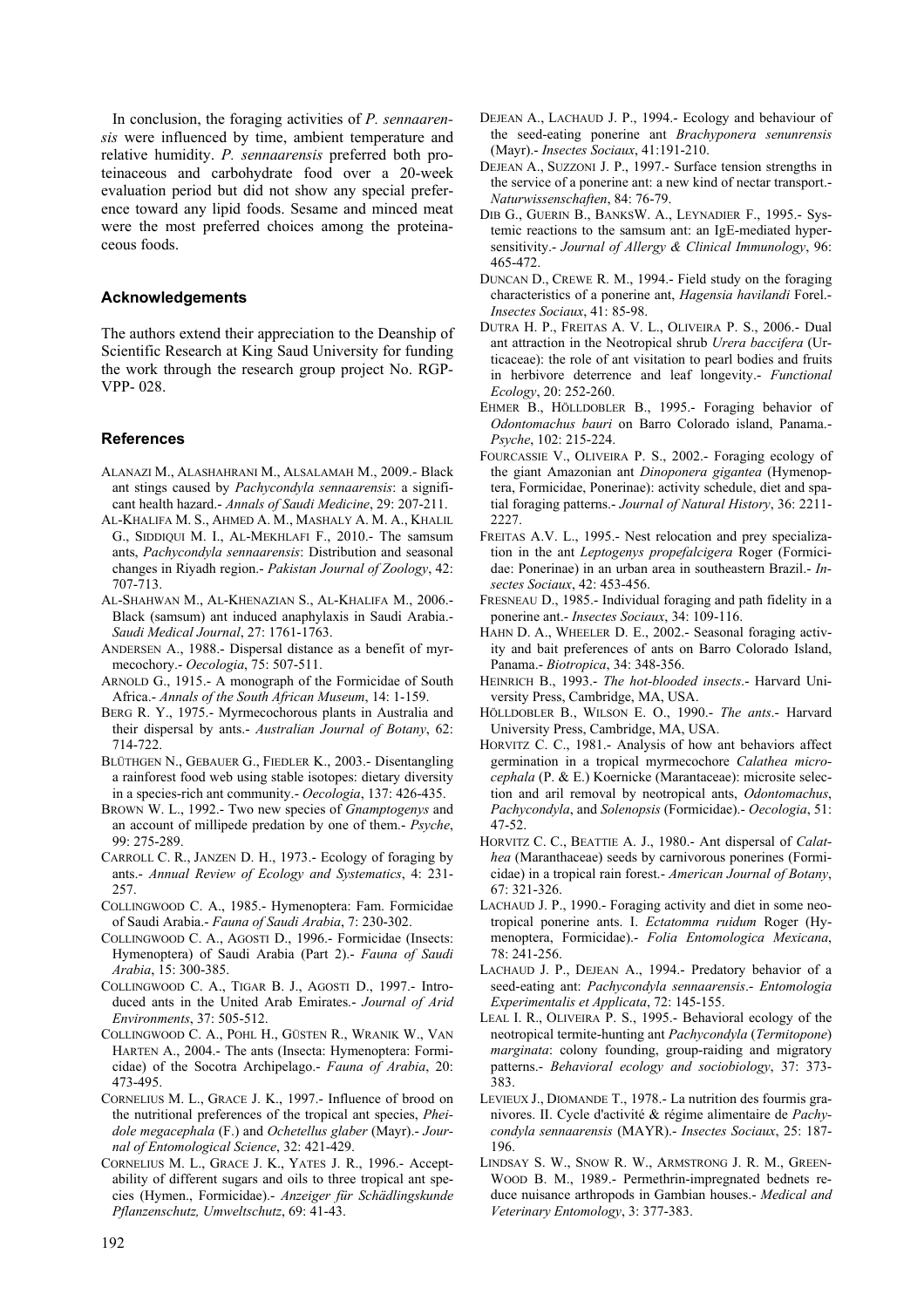In conclusion, the foraging activities of *P. sennaarensis* were influenced by time, ambient temperature and relative humidity. *P. sennaarensis* preferred both proteinaceous and carbohydrate food over a 20-week evaluation period but did not show any special preference toward any lipid foods. Sesame and minced meat were the most preferred choices among the proteinaceous foods.

## Acknowledgements

The authors extend their appreciation to the Deanship of Scientific Research at King Saud University for funding the work through the research group project No. RGP-VPP- 028.

## References

ALANAZI M., ALASHAHRANI M., ALSALAMAH M., 2009.- Black ant stings caused by *Pachycondyla sennaarensis*: a significant health hazard.- *Annals of Saudi Medicine*, 29: 207-211.

AL-KHALIFA M. S., AHMED A. M., MASHALY A. M. A., KHALIL G., SIDDIQUI M. I., AL-MEKHLAFI F., 2010.- The samsum ants, *Pachycondyla sennaarensis*: Distribution and seasonal changes in Riyadh region.- *Pakistan Journal of Zoology*, 42: 707-713.

AL-SHAHWAN M., AL-KHENAZIAN S., AL-KHALIFA M., 2006.- Black (samsum) ant induced anaphylaxis in Saudi Arabia.- *Saudi Medical Journal*, 27: 1761-1763.

ANDERSEN A., 1988.- Dispersal distance as a benefit of myrmecochory.- *Oecologia*, 75: 507-511.

ARNOLD G., 1915.- A monograph of the Formicidae of South Africa.- *Annals of the South African Museum*, 14: 1-159.

BERG R. Y., 1975.- Myrmecochorous plants in Australia and their dispersal by ants.- *Australian Journal of Botany*, 62: 714-722.

BLÜTHGEN N., GEBAUER G., FIEDLER K., 2003.- Disentangling a rainforest food web using stable isotopes: dietary diversity in a species-rich ant community.- *Oecologia*, 137: 426-435.

BROWN W. L., 1992.- Two new species of *Gnamptogenys* and an account of millipede predation by one of them.- *Psyche*, 99: 275-289.

CARROLL C. R., JANZEN D. H., 1973.- Ecology of foraging by ants.- *Annual Review of Ecology and Systematics*, 4: 231-257.

COLLINGWOOD C. A., 1985.- Hymenoptera: Fam. Formicidae of Saudi Arabia.- *Fauna of Saudi Arabia*, 7: 230-302.

COLLINGWOOD C. A., AGOSTI D., 1996.- Formicidae (Insects: Hymenoptera) of Saudi Arabia (Part 2).- *Fauna of Saudi Arabia*, 15: 300-385.

COLLINGWOOD C. A., TIGAR B. J., AGOSTI D., 1997.- Introduced ants in the United Arab Emirates.- *Journal of Arid Environments*, 37: 505-512.

COLLINGWOOD C. A., POHL H., GÜSTEN R., WRANIK W., VAN HARTEN A., 2004.- The ants (Insecta: Hymenoptera: Formicidae) of the Socotra Archipelago.- *Fauna of Arabia*, 20: 473-495.

CORNELIUS M. L., GRACE J. K., 1997.- Influence of brood on the nutritional preferences of the tropical ant species, *Pheidole megacephala* (F.) and *Ochetellus glaber* (Mayr).- *Journal of Entomological Science*, 32: 421-429.

CORNELIUS M. L., GRACE J. K., YATES J. R., 1996.- Acceptability of different sugars and oils to three tropical ant species (Hymen., Formicidae).- *Anzeiger für Schädlingskunde Pflanzenschutz, Umweltschutz*, 69: 41-43.

DEJEAN A., LACHAUD J. P., 1994.- Ecology and behaviour of the seed-eating ponerine ant *Brachyponera senunrensis* (Mayr).- *Insectes Sociaux*, 41:191-210.

DEJEAN A., SUZZONI J. P., 1997.- Surface tension strengths in the service of a ponerine ant: a new kind of nectar transport.- *Naturwissenschaften*, 84: 76-79.

DIB G., GUERIN B., BANKSW. A., LEYNADIER F., 1995.- Systemic reactions to the samsum ant: an IgE-mediated hypersensitivity.- *Journal of Allergy & Clinical Immunology*, 96: 465-472.

DUNCAN D., CREWE R. M., 1994.- Field study on the foraging characteristics of a ponerine ant, *Hagensia havilandi* Forel.- *Insectes Sociaux*, 41: 85-98.

DUTRA H. P., FREITAS A. V. L., OLIVEIRA P. S., 2006.- Dual ant attraction in the Neotropical shrub *Urera baccifera* (Urticaceae): the role of ant visitation to pearl bodies and fruits in herbivore deterrence and leaf longevity.- *Functional Ecology*, 20: 252-260.

EHMER B., HÖLLDOBLER B., 1995.- Foraging behavior of *Odontomachus bauri* on Barro Colorado island, Panama.- *Psyche*, 102: 215-224.

FOURCASSIE V., OLIVEIRA P. S., 2002.- Foraging ecology of the giant Amazonian ant *Dinoponera gigantea* (Hymenoptera, Formicidae, Ponerinae): activity schedule, diet and spatial foraging patterns.- *Journal of Natural History*, 36: 2211-2227.

FREITAS A.V. L., 1995.- Nest relocation and prey specialization in the ant *Leptogenys propefalcigera* Roger (Formicidae: Ponerinae) in an urban area in southeastern Brazil.- *Insectes Sociaux*, 42: 453-456.

FRESNEAU D., 1985.- Individual foraging and path fidelity in a ponerine ant.- *Insectes Sociaux*, 34: 109-116.

HAHN D. A., WHEELER D. E., 2002.- Seasonal foraging activity and bait preferences of ants on Barro Colorado Island, Panama.- *Biotropica*, 34: 348-356.

HEINRICH B., 1993.- *The hot-blooded insects*.- Harvard University Press, Cambridge, MA, USA.

HÖLLDOBLER B., WILSON E. O., 1990.- *The ants*.- Harvard University Press, Cambridge, MA, USA.

HORVITZ C. C., 1981.- Analysis of how ant behaviors affect germination in a tropical myrmecochore *Calathea microcephala* (P. & E.) Koernicke (Marantaceae): microsite selection and aril removal by neotropical ants, *Odontomachus*, *Pachycondyla*, and *Solenopsis* (Formicidae).- *Oecologia*, 51: 47-52.

HORVITZ C. C., BEATTIE A. J., 1980.- Ant dispersal of *Calathea* (Maranthaceae) seeds by carnivorous ponerines (Formicidae) in a tropical rain forest.- *American Journal of Botany*, 67: 321-326.

LACHAUD J. P., 1990.- Foraging activity and diet in some neotropical ponerine ants. I. *Ectatomma ruidum* Roger (Hymenoptera, Formicidae).- *Folia Entomologica Mexicana*, 78: 241-256.

LACHAUD J. P., DEJEAN A., 1994.- Predatory behavior of a seed-eating ant: *Pachycondyla sennaarensis*.- *Entomologia Experimentalis et Applicata*, 72: 145-155.

LEAL I. R., OLIVEIRA P. S., 1995.- Behavioral ecology of the neotropical termite-hunting ant *Pachycondyla* (*Termitopone*) *marginata*: colony founding, group-raiding and migratory patterns.- *Behavioral ecology and sociobiology*, 37: 373-383.

LEVIEUX J., DIOMANDE T., 1978.- La nutrition des fourmis granivores. II. Cycle d'activité & régime alimentaire de *Pachycondyla sennaarensis* (MAYR).- *Insectes Sociaux*, 25: 187-196.

LINDSAY S. W., SNOW R. W., ARMSTRONG J. R. M., GREENWOOD B. M., 1989.- Permethrin-impregnated bednets reduce nuisance arthropods in Gambian houses.- *Medical and Veterinary Entomology*, 3: 377-383.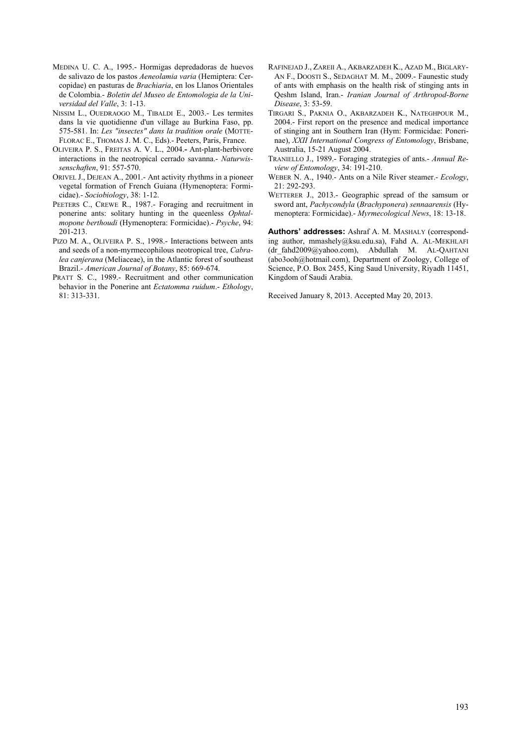MEDINA U. C. A., 1995.- Hormigas depredadoras de huevos de salivazo de los pastos *Aeneolamia varia* (Hemiptera: Cercopidae) en pasturas de *Brachiaria*, en los Llanos Orientales de Colombia.- *Boletin del Museo de Entomologia de la Universidad del Valle*, 3: 1-13.

NISSIM L., OUEDRAOGO M., TIBALDI E., 2003.- Les termites dans la vie quotidienne d'un village au Burkina Faso, pp. 575-581. In: *Les "insectes" dans la tradition orale* (MOTTE-FLORAC E., THOMAS J. M. C., Eds).- Peeters, Paris, France.

OLIVEIRA P. S., FREITAS A. V. L., 2004.- Ant-plant-herbivore interactions in the neotropical cerrado savanna.- *Naturwissenschaften*, 91: 557-570.

ORIVEL J., DEJEAN A., 2001.- Ant activity rhythms in a pioneer vegetal formation of French Guiana (Hymenoptera: Formicidae).- *Sociobiology*, 38: 1-12.

PEETERS C., CREWE R., 1987.- Foraging and recruitment in ponerine ants: solitary hunting in the queenless *Ophtalmopone berthoudi* (Hymenoptera: Formicidae).- *Psyche*, 94: 201-213.

PIZO M. A., OLIVEIRA P. S., 1998.- Interactions between ants and seeds of a non-myrmecophilous neotropical tree, *Cabralea canjerana* (Meliaceae), in the Atlantic forest of southeast Brazil.- *American Journal of Botany*, 85: 669-674.

PRATT S. C., 1989.- Recruitment and other communication behavior in the Ponerine ant *Ectatomma ruidum*.- *Ethology*, 81: 313-331.

RAFINEJAD J., ZAREII A., AKBARZADEH K., AZAD M., BIGLARY-AN F., DOOSTI S., SEDAGHAT M. M., 2009.- Faunestic study of ants with emphasis on the health risk of stinging ants in Qeshm Island, Iran.- *Iranian Journal of Arthropod-Borne Disease*, 3: 53-59.

TIRGARI S., PAKNIA O., AKBARZADEH K., NATEGHPOUR M., 2004.- First report on the presence and medical importance of stinging ant in Southern Iran (Hym: Formicidae: Ponerinae), *XXII International Congress of Entomology*, Brisbane, Australia, 15-21 August 2004.

TRANIELLO J., 1989.- Foraging strategies of ants.- *Annual Review of Entomology*, 34: 191-210.

WEBER N. A., 1940.- Ants on a Nile River steamer.- *Ecology*, 21: 292-293.

WETTERER J., 2013.- Geographic spread of the samsum or sword ant, *Pachycondyla* (*Brachyponera*) *sennaarensis* (Hymenoptera: Formicidae).- *Myrmecological News*, 18: 13-18.

**Authors' addresses:** Ashraf A. M. MASHALY (corresponding author, mmashely@ksu.edu.sa), Fahd A. AL-MEKHLAFI (dr_fahd2009@yahoo.com), Abdullah M. AL-QAHTANI (abo3ooh@hotmail.com), Department of Zoology, College of Science, P.O. Box 2455, King Saud University, Riyadh 11451, Kingdom of Saudi Arabia.

Received January 8, 2013. Accepted May 20, 2013.